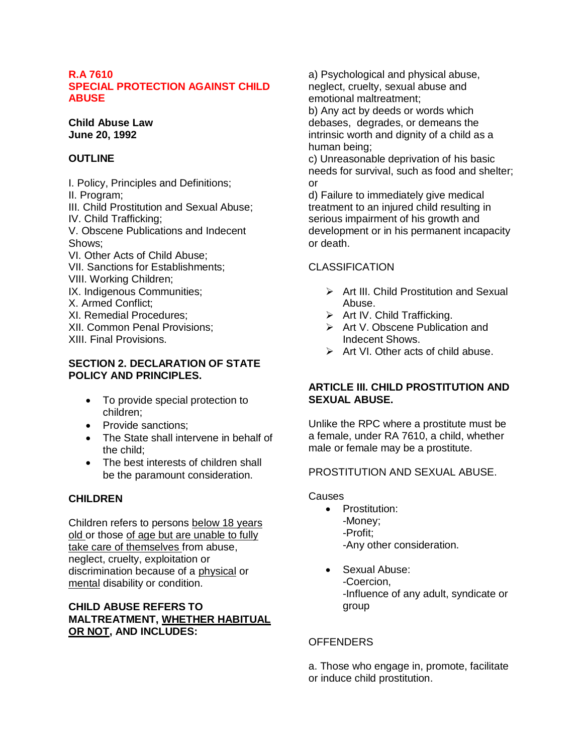# R.A 7610
# SPECIAL PROTECTION AGAINST CHILD ABUSE

**Child Abuse Law**
**June 20, 1992**

**OUTLINE**

I. Policy, Principles and Definitions;
II. Program;
III. Child Prostitution and Sexual Abuse;
IV. Child Trafficking;
V. Obscene Publications and Indecent Shows;
VI. Other Acts of Child Abuse;
VII. Sanctions for Establishments;
VIII. Working Children;
IX. Indigenous Communities;
X. Armed Conflict;
XI. Remedial Procedures;
XII. Common Penal Provisions;
XIII. Final Provisions.

**SECTION 2. DECLARATION OF STATE POLICY AND PRINCIPLES.**

- To provide special protection to children;
- Provide sanctions;
- The State shall intervene in behalf of the child;
- The best interests of children shall be the paramount consideration.

**CHILDREN**

Children refers to persons <u>below 18 years old</u> or those <u>of age but are unable to fully take care of themselves</u> from abuse, neglect, cruelty, exploitation or discrimination because of a <u>physical</u> or <u>mental</u> disability or condition.

**CHILD ABUSE REFERS TO MALTREATMENT, <u>WHETHER HABITUAL OR NOT</u>, AND INCLUDES:**

a) Psychological and physical abuse, neglect, cruelty, sexual abuse and emotional maltreatment;
b) Any act by deeds or words which debases, degrades, or demeans the intrinsic worth and dignity of a child as a human being;
c) Unreasonable deprivation of his basic needs for survival, such as food and shelter; or
d) Failure to immediately give medical treatment to an injured child resulting in serious impairment of his growth and development or in his permanent incapacity or death.

CLASSIFICATION

- Art III. Child Prostitution and Sexual Abuse.
- Art IV. Child Trafficking.
- Art V. Obscene Publication and Indecent Shows.
- Art VI. Other acts of child abuse.

**ARTICLE III. CHILD PROSTITUTION AND SEXUAL ABUSE.**

Unlike the RPC where a prostitute must be a female, under RA 7610, a child, whether male or female may be a prostitute.

PROSTITUTION AND SEXUAL ABUSE.

Causes

- Prostitution:
  -Money;
  -Profit;
  -Any other consideration.
- Sexual Abuse:
  -Coercion,
  -Influence of any adult, syndicate or group

OFFENDERS

a. Those who engage in, promote, facilitate or induce child prostitution.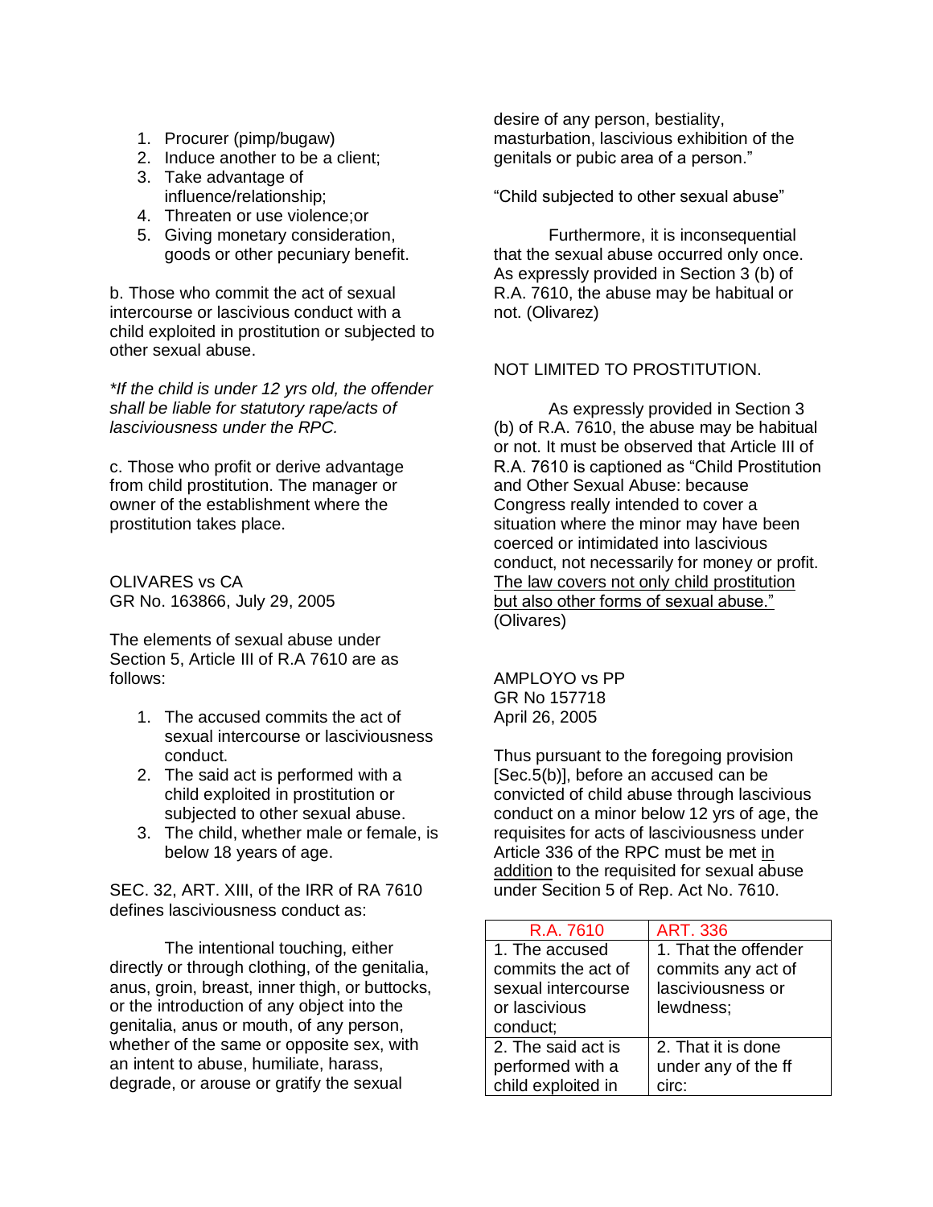1. Procurer (pimp/bugaw)
2. Induce another to be a client;
3. Take advantage of influence/relationship;
4. Threaten or use violence;or
5. Giving monetary consideration, goods or other pecuniary benefit.

b. Those who commit the act of sexual intercourse or lascivious conduct with a child exploited in prostitution or subjected to other sexual abuse.

*If the child is under 12 yrs old, the offender shall be liable for statutory rape/acts of lasciviousness under the RPC.*

c. Those who profit or derive advantage from child prostitution. The manager or owner of the establishment where the prostitution takes place.

OLIVARES vs CA
GR No. 163866, July 29, 2005

The elements of sexual abuse under Section 5, Article III of R.A 7610 are as follows:

1. The accused commits the act of sexual intercourse or lasciviousness conduct.
2. The said act is performed with a child exploited in prostitution or subjected to other sexual abuse.
3. The child, whether male or female, is below 18 years of age.

SEC. 32, ART. XIII, of the IRR of RA 7610 defines lasciviousness conduct as:

The intentional touching, either directly or through clothing, of the genitalia, anus, groin, breast, inner thigh, or buttocks, or the introduction of any object into the genitalia, anus or mouth, of any person, whether of the same or opposite sex, with an intent to abuse, humiliate, harass, degrade, or arouse or gratify the sexual desire of any person, bestiality, masturbation, lascivious exhibition of the genitals or pubic area of a person."

"Child subjected to other sexual abuse"

Furthermore, it is inconsequential that the sexual abuse occurred only once. As expressly provided in Section 3 (b) of R.A. 7610, the abuse may be habitual or not. (Olivarez)

NOT LIMITED TO PROSTITUTION.

As expressly provided in Section 3 (b) of R.A. 7610, the abuse may be habitual or not. It must be observed that Article III of R.A. 7610 is captioned as "Child Prostitution and Other Sexual Abuse: because Congress really intended to cover a situation where the minor may have been coerced or intimidated into lascivious conduct, not necessarily for money or profit. <u>The law covers not only child prostitution but also other forms of sexual abuse."</u> (Olivares)

AMPLOYO vs PP
GR No 157718
April 26, 2005

Thus pursuant to the foregoing provision [Sec.5(b)], before an accused can be convicted of child abuse through lascivious conduct on a minor below 12 yrs of age, the requisites for acts of lasciviousness under Article 336 of the RPC must be met <u>in addition</u> to the requisited for sexual abuse under Secition 5 of Rep. Act No. 7610.

| R.A. 7610 | ART. 336 |
|---|---|
| 1. The accused commits the act of sexual intercourse or lascivious conduct; | 1. That the offender commits any act of lasciviousness or lewdness; |
| 2. The said act is performed with a child exploited in | 2. That it is done under any of the ff circ: |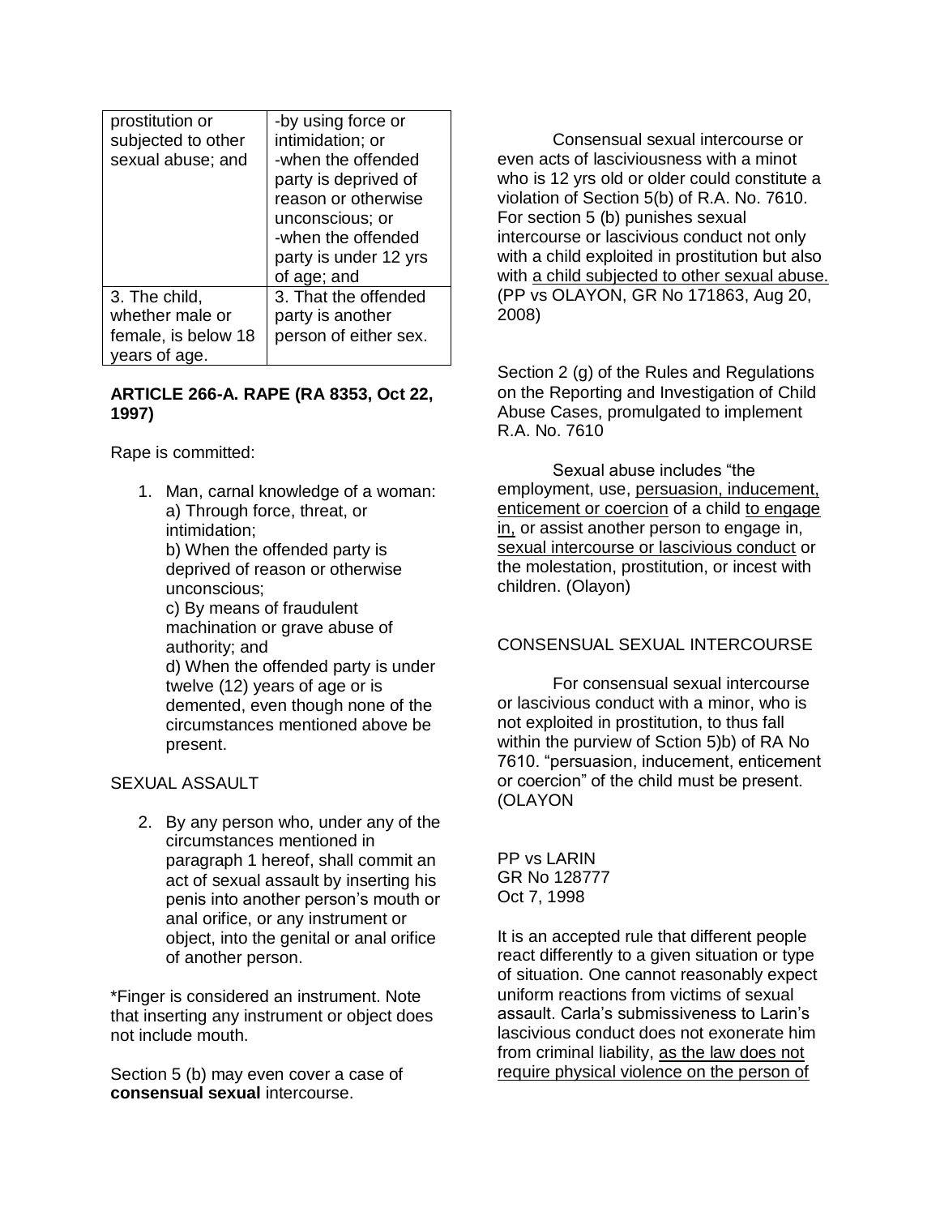| prostitution or subjected to other sexual abuse; and | -by using force or intimidation; or<br>-when the offended party is deprived of reason or otherwise unconscious; or<br>-when the offended party is under 12 yrs of age; and |
|---|---|
| 3. The child, whether male or female, is below 18 years of age. | 3. That the offended party is another person of either sex. |

**ARTICLE 266-A. RAPE (RA 8353, Oct 22, 1997)**

Rape is committed:

1. Man, carnal knowledge of a woman:
   a) Through force, threat, or intimidation;
   b) When the offended party is deprived of reason or otherwise unconscious;
   c) By means of fraudulent machination or grave abuse of authority; and
   d) When the offended party is under twelve (12) years of age or is demented, even though none of the circumstances mentioned above be present.

SEXUAL ASSAULT

2. By any person who, under any of the circumstances mentioned in paragraph 1 hereof, shall commit an act of sexual assault by inserting his penis into another person's mouth or anal orifice, or any instrument or object, into the genital or anal orifice of another person.

*Finger is considered an instrument. Note that inserting any instrument or object does not include mouth.

Section 5 (b) may even cover a case of **consensual sexual** intercourse.

Consensual sexual intercourse or even acts of lasciviousness with a minot who is 12 yrs old or older could constitute a violation of Section 5(b) of R.A. No. 7610. For section 5 (b) punishes sexual intercourse or lascivious conduct not only with a child exploited in prostitution but also with <u>a child subjected to other sexual abuse.</u> (PP vs OLAYON, GR No 171863, Aug 20, 2008)

Section 2 (g) of the Rules and Regulations on the Reporting and Investigation of Child Abuse Cases, promulgated to implement R.A. No. 7610

Sexual abuse includes "the employment, use, <u>persuasion, inducement, enticement or coercion</u> of a child <u>to engage in,</u> or assist another person to engage in, <u>sexual intercourse or lascivious conduct</u> or the molestation, prostitution, or incest with children. (Olayon)

CONSENSUAL SEXUAL INTERCOURSE

For consensual sexual intercourse or lascivious conduct with a minor, who is not exploited in prostitution, to thus fall within the purview of Sction 5)b) of RA No 7610. "persuasion, inducement, enticement or coercion" of the child must be present. (OLAYON

PP vs LARIN
GR No 128777
Oct 7, 1998

It is an accepted rule that different people react differently to a given situation or type of situation. One cannot reasonably expect uniform reactions from victims of sexual assault. Carla's submissiveness to Larin's lascivious conduct does not exonerate him from criminal liability, <u>as the law does not require physical violence on the person of</u>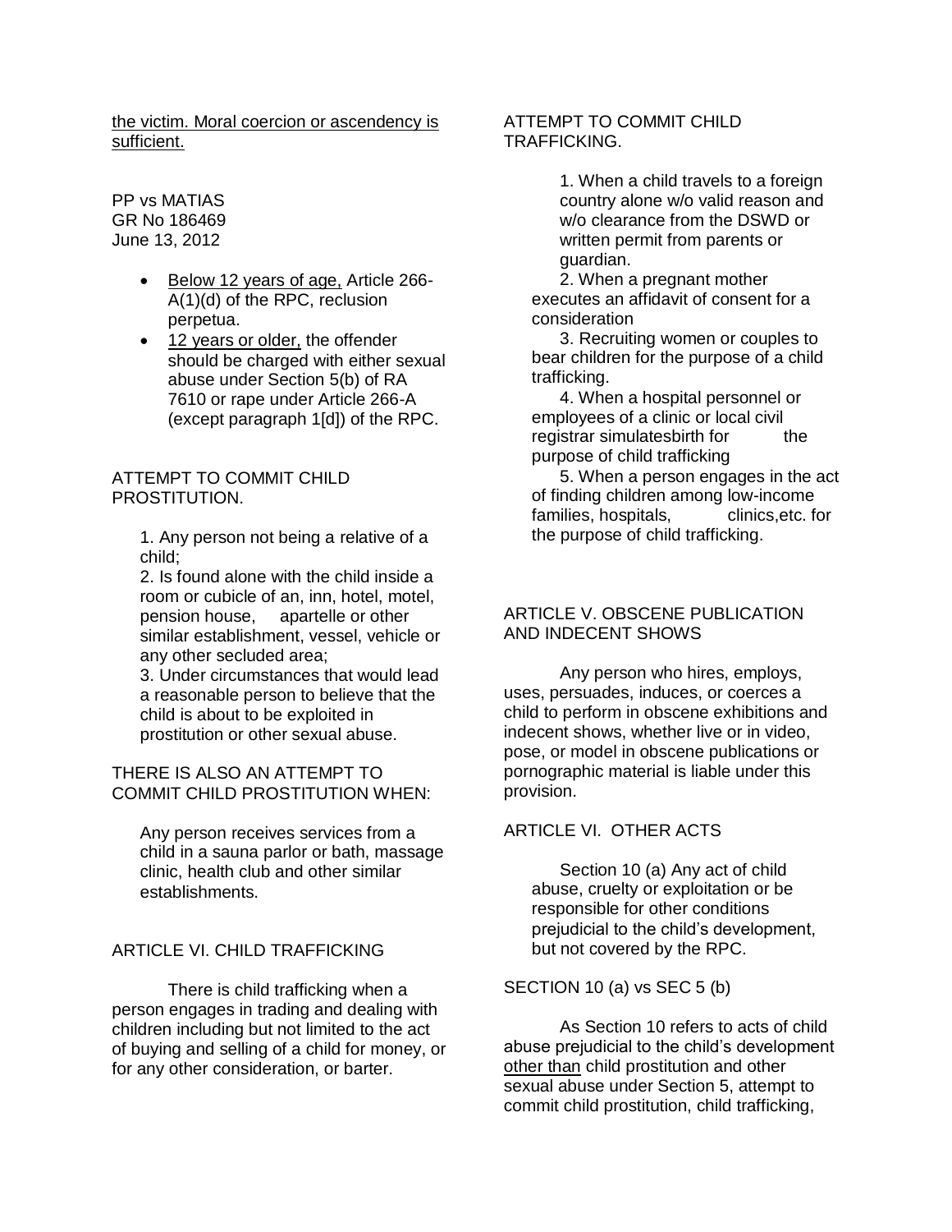<u>the victim. Moral coercion or ascendency is sufficient.</u>

PP vs MATIAS
GR No 186469
June 13, 2012

- <u>Below 12 years of age,</u> Article 266-A(1)(d) of the RPC, reclusion perpetua.
- <u>12 years or older,</u> the offender should be charged with either sexual abuse under Section 5(b) of RA 7610 or rape under Article 266-A (except paragraph 1[d]) of the RPC.

ATTEMPT TO COMMIT CHILD PROSTITUTION.

1. Any person not being a relative of a child;
2. Is found alone with the child inside a room or cubicle of an, inn, hotel, motel, pension house, apartelle or other similar establishment, vessel, vehicle or any other secluded area;
3. Under circumstances that would lead a reasonable person to believe that the child is about to be exploited in prostitution or other sexual abuse.

THERE IS ALSO AN ATTEMPT TO COMMIT CHILD PROSTITUTION WHEN:

Any person receives services from a child in a sauna parlor or bath, massage clinic, health club and other similar establishments.

ARTICLE VI. CHILD TRAFFICKING

There is child trafficking when a person engages in trading and dealing with children including but not limited to the act of buying and selling of a child for money, or for any other consideration, or barter.

ATTEMPT TO COMMIT CHILD TRAFFICKING.

1. When a child travels to a foreign country alone w/o valid reason and w/o clearance from the DSWD or written permit from parents or guardian.
2. When a pregnant mother executes an affidavit of consent for a consideration
3. Recruiting women or couples to bear children for the purpose of a child trafficking.
4. When a hospital personnel or employees of a clinic or local civil registrar simulatesbirth for the purpose of child trafficking
5. When a person engages in the act of finding children among low-income families, hospitals, clinics,etc. for the purpose of child trafficking.

ARTICLE V. OBSCENE PUBLICATION AND INDECENT SHOWS

Any person who hires, employs, uses, persuades, induces, or coerces a child to perform in obscene exhibitions and indecent shows, whether live or in video, pose, or model in obscene publications or pornographic material is liable under this provision.

ARTICLE VI. OTHER ACTS

Section 10 (a) Any act of child abuse, cruelty or exploitation or be responsible for other conditions prejudicial to the child's development, but not covered by the RPC.

SECTION 10 (a) vs SEC 5 (b)

As Section 10 refers to acts of child abuse prejudicial to the child's development <u>other than</u> child prostitution and other sexual abuse under Section 5, attempt to commit child prostitution, child trafficking,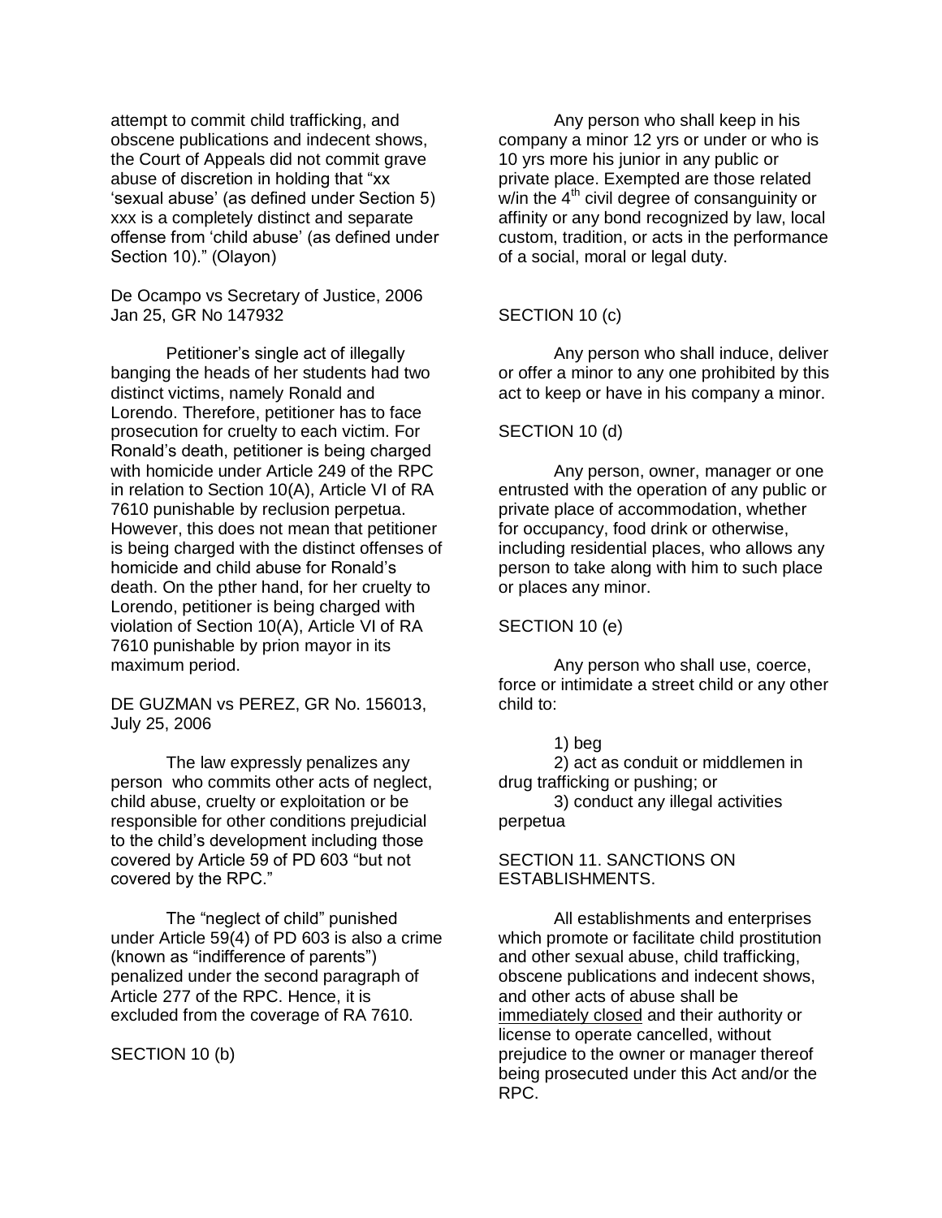attempt to commit child trafficking, and obscene publications and indecent shows, the Court of Appeals did not commit grave abuse of discretion in holding that "xx 'sexual abuse' (as defined under Section 5) xxx is a completely distinct and separate offense from 'child abuse' (as defined under Section 10)." (Olayon)

De Ocampo vs Secretary of Justice, 2006 Jan 25, GR No 147932

Petitioner's single act of illegally banging the heads of her students had two distinct victims, namely Ronald and Lorendo. Therefore, petitioner has to face prosecution for cruelty to each victim. For Ronald's death, petitioner is being charged with homicide under Article 249 of the RPC in relation to Section 10(A), Article VI of RA 7610 punishable by reclusion perpetua. However, this does not mean that petitioner is being charged with the distinct offenses of homicide and child abuse for Ronald's death. On the pther hand, for her cruelty to Lorendo, petitioner is being charged with violation of Section 10(A), Article VI of RA 7610 punishable by prion mayor in its maximum period.

DE GUZMAN vs PEREZ, GR No. 156013, July 25, 2006

The law expressly penalizes any person who commits other acts of neglect, child abuse, cruelty or exploitation or be responsible for other conditions prejudicial to the child's development including those covered by Article 59 of PD 603 "but not covered by the RPC."

The "neglect of child" punished under Article 59(4) of PD 603 is also a crime (known as "indifference of parents") penalized under the second paragraph of Article 277 of the RPC. Hence, it is excluded from the coverage of RA 7610.

SECTION 10 (b)

Any person who shall keep in his company a minor 12 yrs or under or who is 10 yrs more his junior in any public or private place. Exempted are those related w/in the 4th civil degree of consanguinity or affinity or any bond recognized by law, local custom, tradition, or acts in the performance of a social, moral or legal duty.

SECTION 10 (c)

Any person who shall induce, deliver or offer a minor to any one prohibited by this act to keep or have in his company a minor.

SECTION 10 (d)

Any person, owner, manager or one entrusted with the operation of any public or private place of accommodation, whether for occupancy, food drink or otherwise, including residential places, who allows any person to take along with him to such place or places any minor.

SECTION 10 (e)

Any person who shall use, coerce, force or intimidate a street child or any other child to:

1) beg
2) act as conduit or middlemen in drug trafficking or pushing; or
3) conduct any illegal activities perpetua

SECTION 11. SANCTIONS ON ESTABLISHMENTS.

All establishments and enterprises which promote or facilitate child prostitution and other sexual abuse, child trafficking, obscene publications and indecent shows, and other acts of abuse shall be immediately closed and their authority or license to operate cancelled, without prejudice to the owner or manager thereof being prosecuted under this Act and/or the RPC.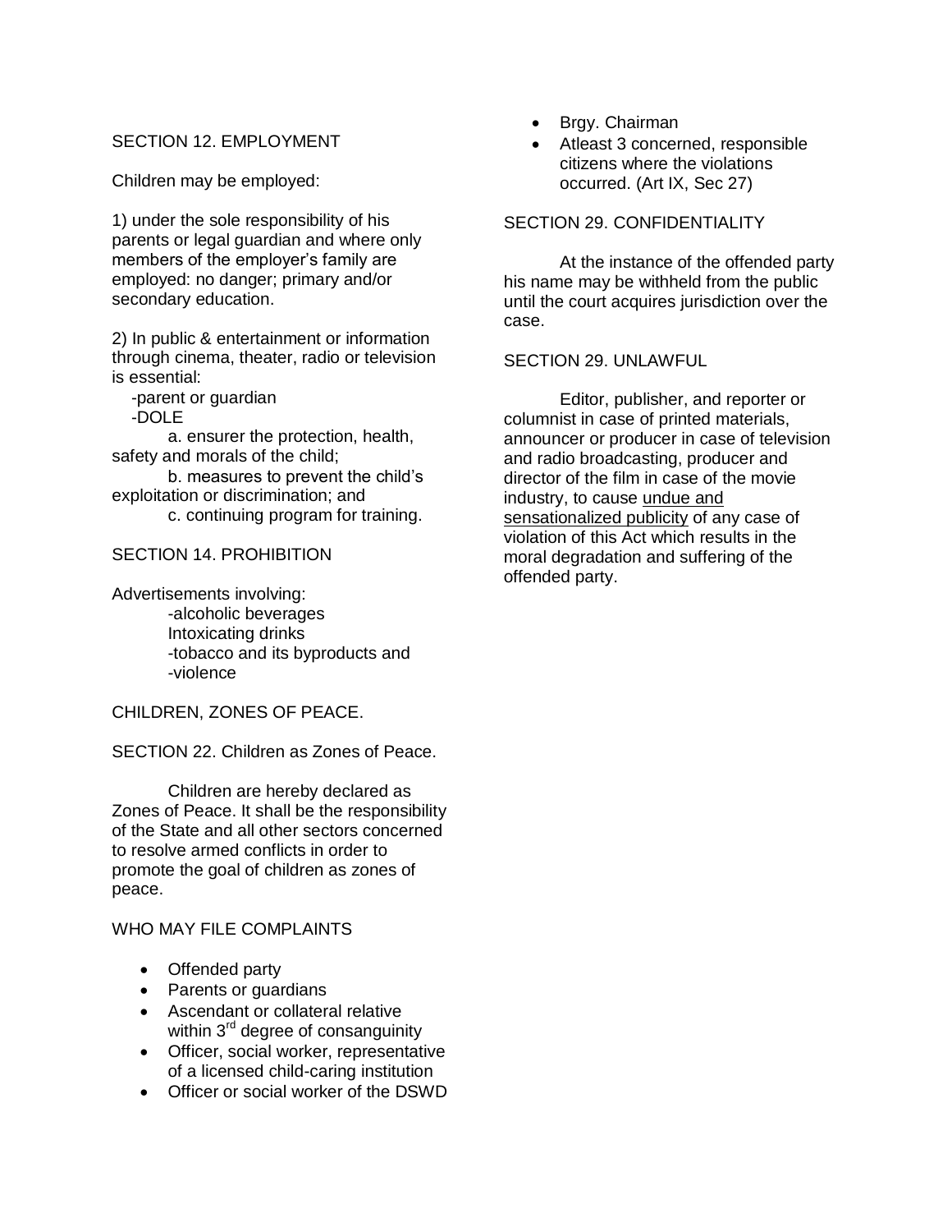SECTION 12. EMPLOYMENT

Children may be employed:

1) under the sole responsibility of his parents or legal guardian and where only members of the employer's family are employed: no danger; primary and/or secondary education.

2) In public & entertainment or information through cinema, theater, radio or television is essential:

-parent or guardian
-DOLE

a. ensurer the protection, health, safety and morals of the child;
b. measures to prevent the child's exploitation or discrimination; and
c. continuing program for training.

SECTION 14. PROHIBITION

Advertisements involving:

-alcoholic beverages
Intoxicating drinks
-tobacco and its byproducts and
-violence

CHILDREN, ZONES OF PEACE.

SECTION 22. Children as Zones of Peace.

Children are hereby declared as Zones of Peace. It shall be the responsibility of the State and all other sectors concerned to resolve armed conflicts in order to promote the goal of children as zones of peace.

WHO MAY FILE COMPLAINTS

- Offended party
- Parents or guardians
- Ascendant or collateral relative within 3rd degree of consanguinity
- Officer, social worker, representative of a licensed child-caring institution
- Officer or social worker of the DSWD
- Brgy. Chairman
- Atleast 3 concerned, responsible citizens where the violations occurred. (Art IX, Sec 27)

SECTION 29. CONFIDENTIALITY

At the instance of the offended party his name may be withheld from the public until the court acquires jurisdiction over the case.

SECTION 29. UNLAWFUL

Editor, publisher, and reporter or columnist in case of printed materials, announcer or producer in case of television and radio broadcasting, producer and director of the film in case of the movie industry, to cause <u>undue and sensationalized publicity</u> of any case of violation of this Act which results in the moral degradation and suffering of the offended party.